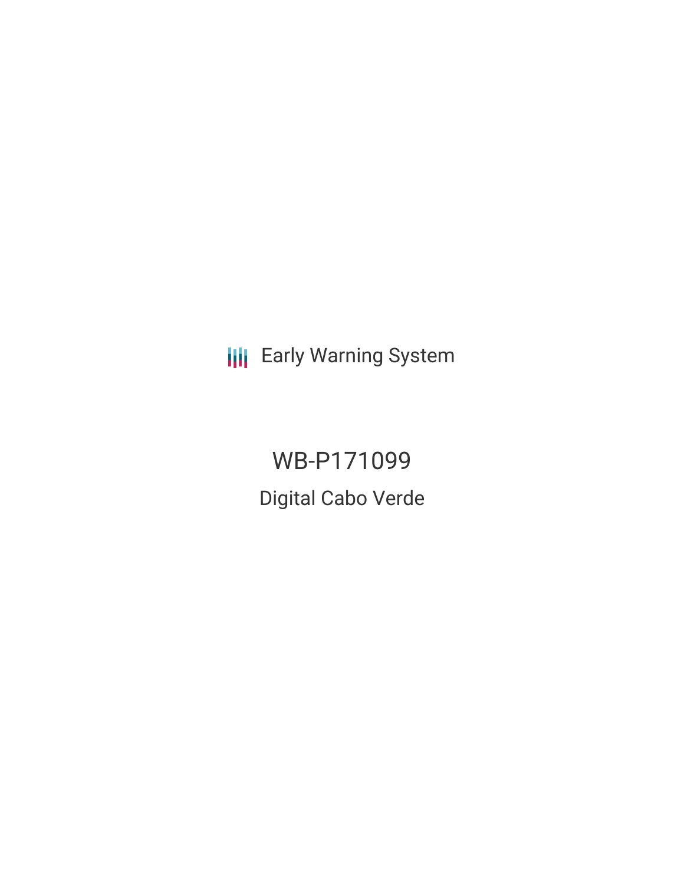Early Warning System

# WB-P171099

## Digital Cabo Verde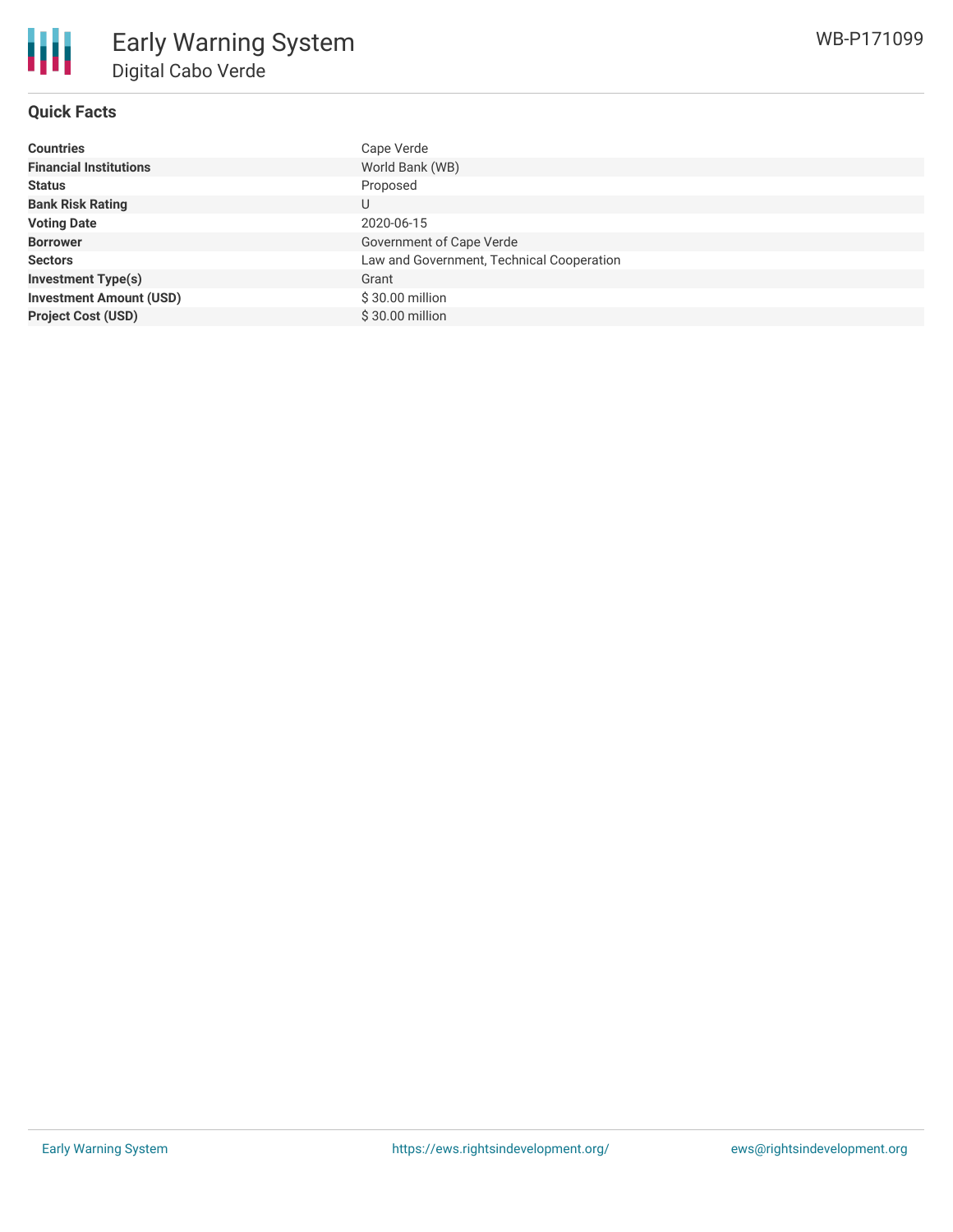# Early Warning System

## Digital Cabo Verde

WB-P171099

### Quick Facts

| | |
|---|---|
| **Countries** | Cape Verde |
| **Financial Institutions** | World Bank (WB) |
| **Status** | Proposed |
| **Bank Risk Rating** | U |
| **Voting Date** | 2020-06-15 |
| **Borrower** | Government of Cape Verde |
| **Sectors** | Law and Government, Technical Cooperation |
| **Investment Type(s)** | Grant |
| **Investment Amount (USD)** | $ 30.00 million |
| **Project Cost (USD)** | $ 30.00 million |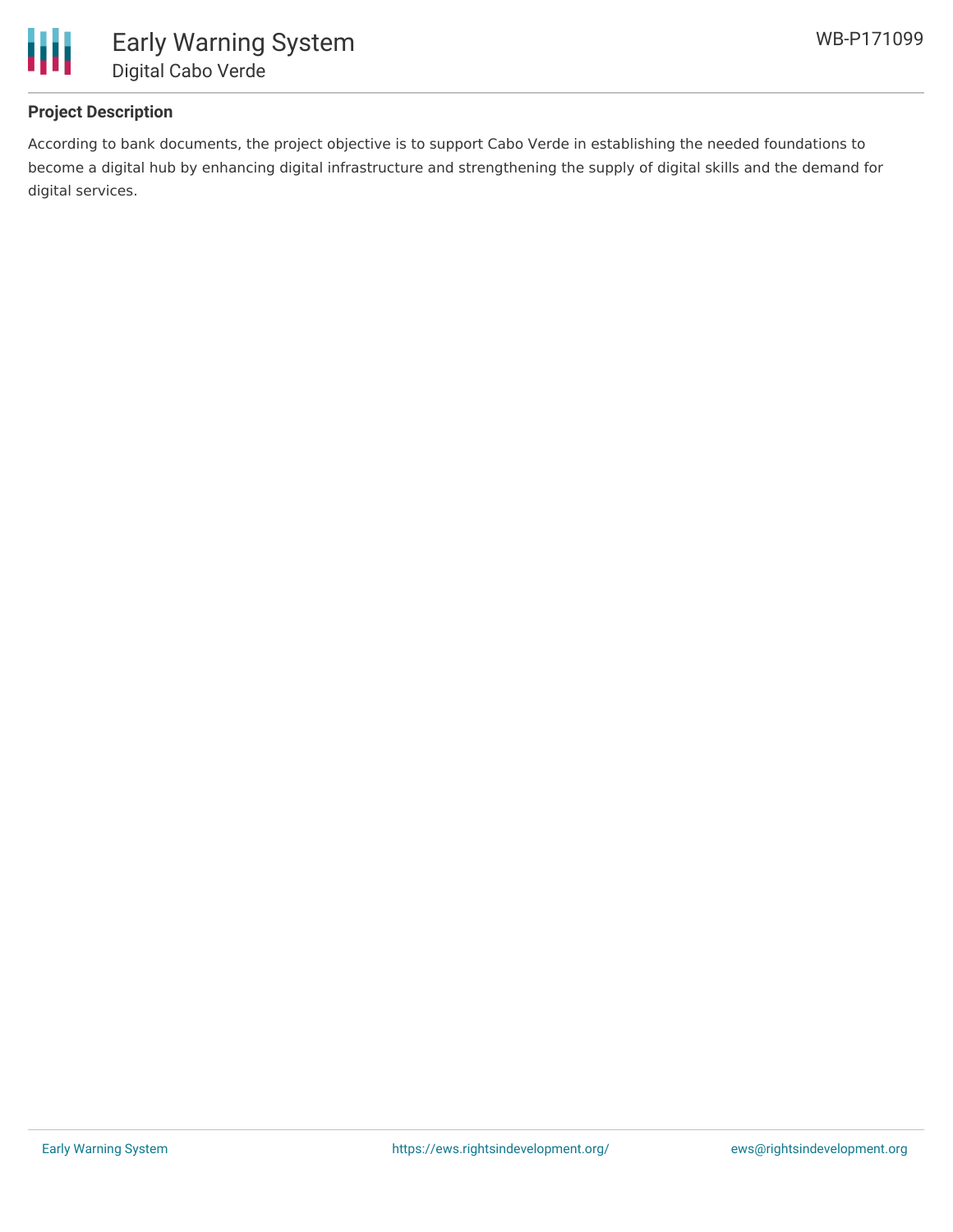## Project Description

According to bank documents, the project objective is to support Cabo Verde in establishing the needed foundations to become a digital hub by enhancing digital infrastructure and strengthening the supply of digital skills and the demand for digital services.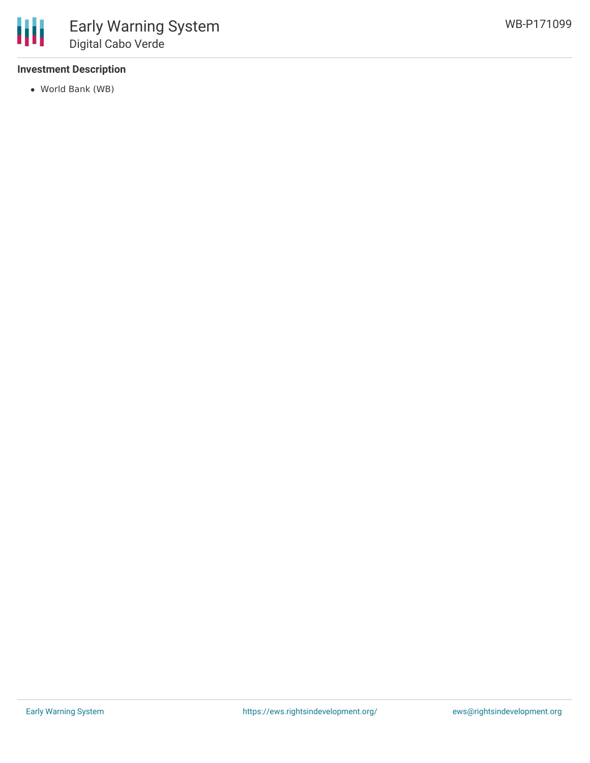**Investment Description**

- World Bank (WB)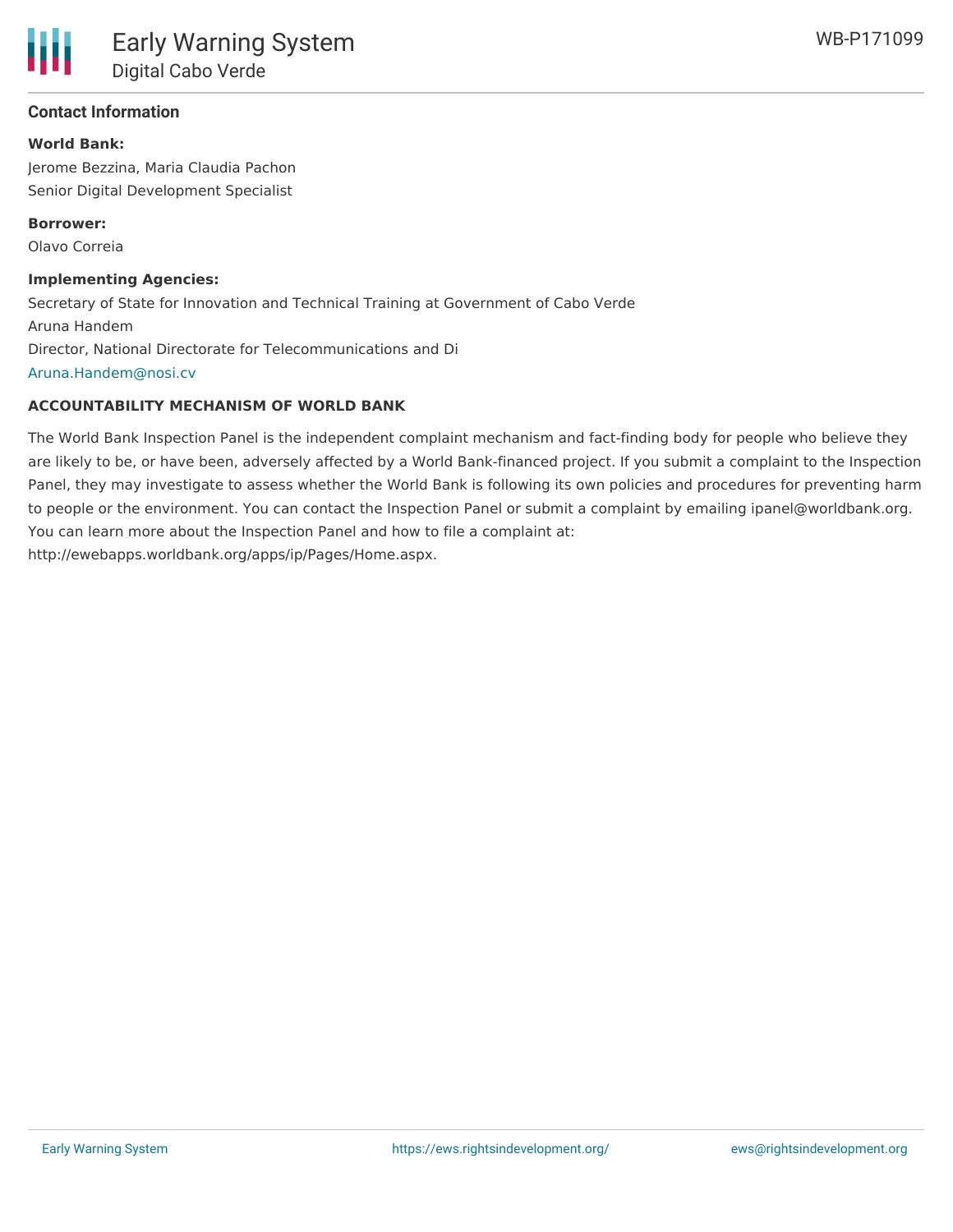### Contact Information

**World Bank:**

Jerome Bezzina, Maria Claudia Pachon

Senior Digital Development Specialist

**Borrower:**

Olavo Correia

**Implementing Agencies:**

Secretary of State for Innovation and Technical Training at Government of Cabo Verde

Aruna Handem

Director, National Directorate for Telecommunications and Di

Aruna.Handem@nosi.cv

**ACCOUNTABILITY MECHANISM OF WORLD BANK**

The World Bank Inspection Panel is the independent complaint mechanism and fact-finding body for people who believe they are likely to be, or have been, adversely affected by a World Bank-financed project. If you submit a complaint to the Inspection Panel, they may investigate to assess whether the World Bank is following its own policies and procedures for preventing harm to people or the environment. You can contact the Inspection Panel or submit a complaint by emailing ipanel@worldbank.org. You can learn more about the Inspection Panel and how to file a complaint at: http://ewebapps.worldbank.org/apps/ip/Pages/Home.aspx.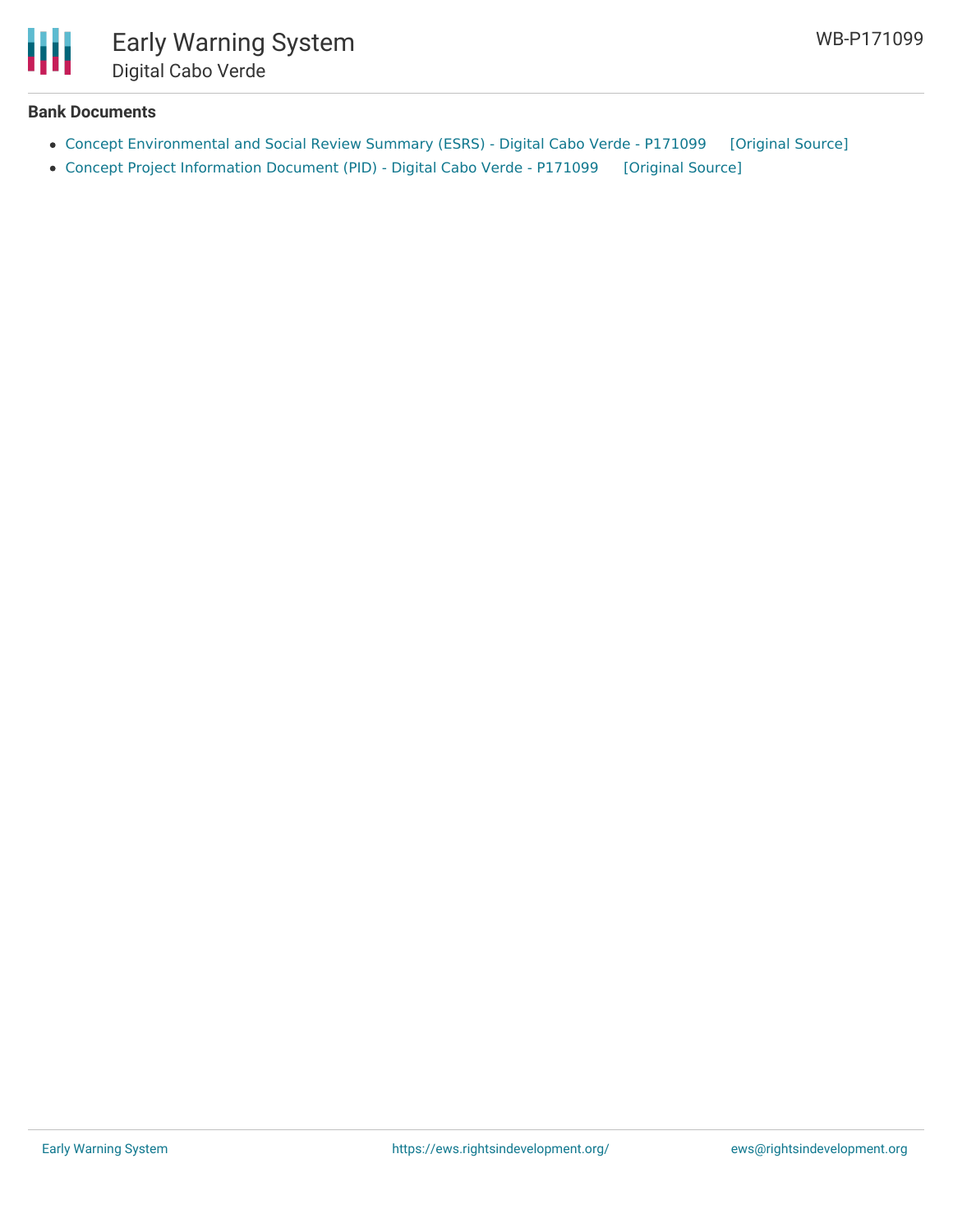**Bank Documents**

- Concept Environmental and Social Review Summary (ESRS) - Digital Cabo Verde - P171099 [Original Source]
- Concept Project Information Document (PID) - Digital Cabo Verde - P171099 [Original Source]